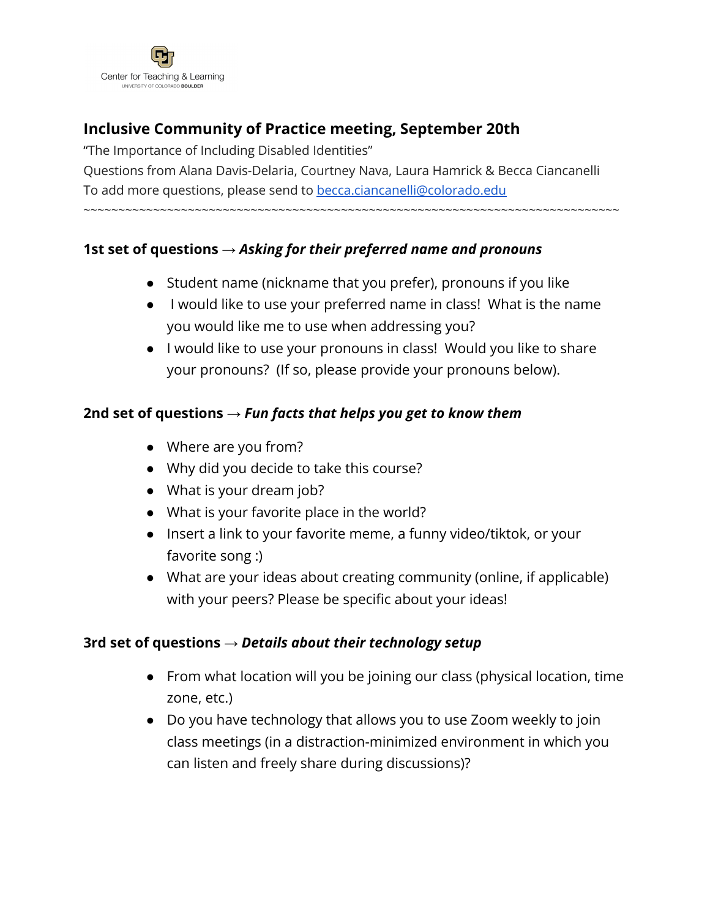Center for Teaching & Learning
UNIVERSITY OF COLORADO BOULDER

## Inclusive Community of Practice meeting, September 20th

"The Importance of Including Disabled Identities"

Questions from Alana Davis-Delaria, Courtney Nava, Laura Hamrick & Becca Ciancanelli

To add more questions, please send to becca.ciancanelli@colorado.edu

~~~~~~~~~~~~~~~~~~~~~~~~~~~~~~~~~~~~~~~~~~~~~~~~~~~~~~~~~~~~~~~~~~~~~~~~~~~~~~~~~~~~~~~~

### 1st set of questions → *Asking for their preferred name and pronouns*

- Student name (nickname that you prefer), pronouns if you like
- I would like to use your preferred name in class! What is the name you would like me to use when addressing you?
- I would like to use your pronouns in class! Would you like to share your pronouns? (If so, please provide your pronouns below).

### 2nd set of questions → *Fun facts that helps you get to know them*

- Where are you from?
- Why did you decide to take this course?
- What is your dream job?
- What is your favorite place in the world?
- Insert a link to your favorite meme, a funny video/tiktok, or your favorite song :)
- What are your ideas about creating community (online, if applicable) with your peers? Please be specific about your ideas!

### 3rd set of questions → *Details about their technology setup*

- From what location will you be joining our class (physical location, time zone, etc.)
- Do you have technology that allows you to use Zoom weekly to join class meetings (in a distraction-minimized environment in which you can listen and freely share during discussions)?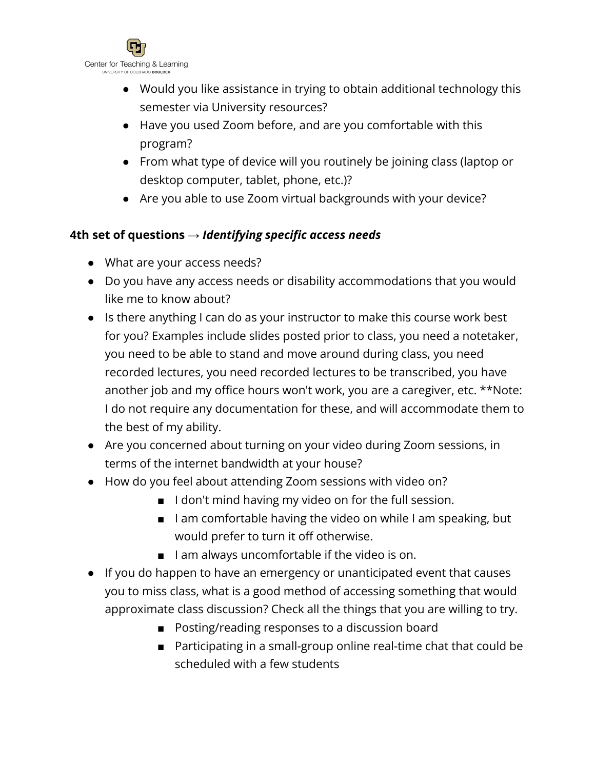- Would you like assistance in trying to obtain additional technology this semester via University resources?
- Have you used Zoom before, and are you comfortable with this program?
- From what type of device will you routinely be joining class (laptop or desktop computer, tablet, phone, etc.)?
- Are you able to use Zoom virtual backgrounds with your device?

**4th set of questions → *Identifying specific access needs***

- What are your access needs?
- Do you have any access needs or disability accommodations that you would like me to know about?
- Is there anything I can do as your instructor to make this course work best for you? Examples include slides posted prior to class, you need a notetaker, you need to be able to stand and move around during class, you need recorded lectures, you need recorded lectures to be transcribed, you have another job and my office hours won't work, you are a caregiver, etc. **Note: I do not require any documentation for these, and will accommodate them to the best of my ability.
- Are you concerned about turning on your video during Zoom sessions, in terms of the internet bandwidth at your house?
- How do you feel about attending Zoom sessions with video on?
    - I don't mind having my video on for the full session.
    - I am comfortable having the video on while I am speaking, but would prefer to turn it off otherwise.
    - I am always uncomfortable if the video is on.
- If you do happen to have an emergency or unanticipated event that causes you to miss class, what is a good method of accessing something that would approximate class discussion? Check all the things that you are willing to try.
    - Posting/reading responses to a discussion board
    - Participating in a small-group online real-time chat that could be scheduled with a few students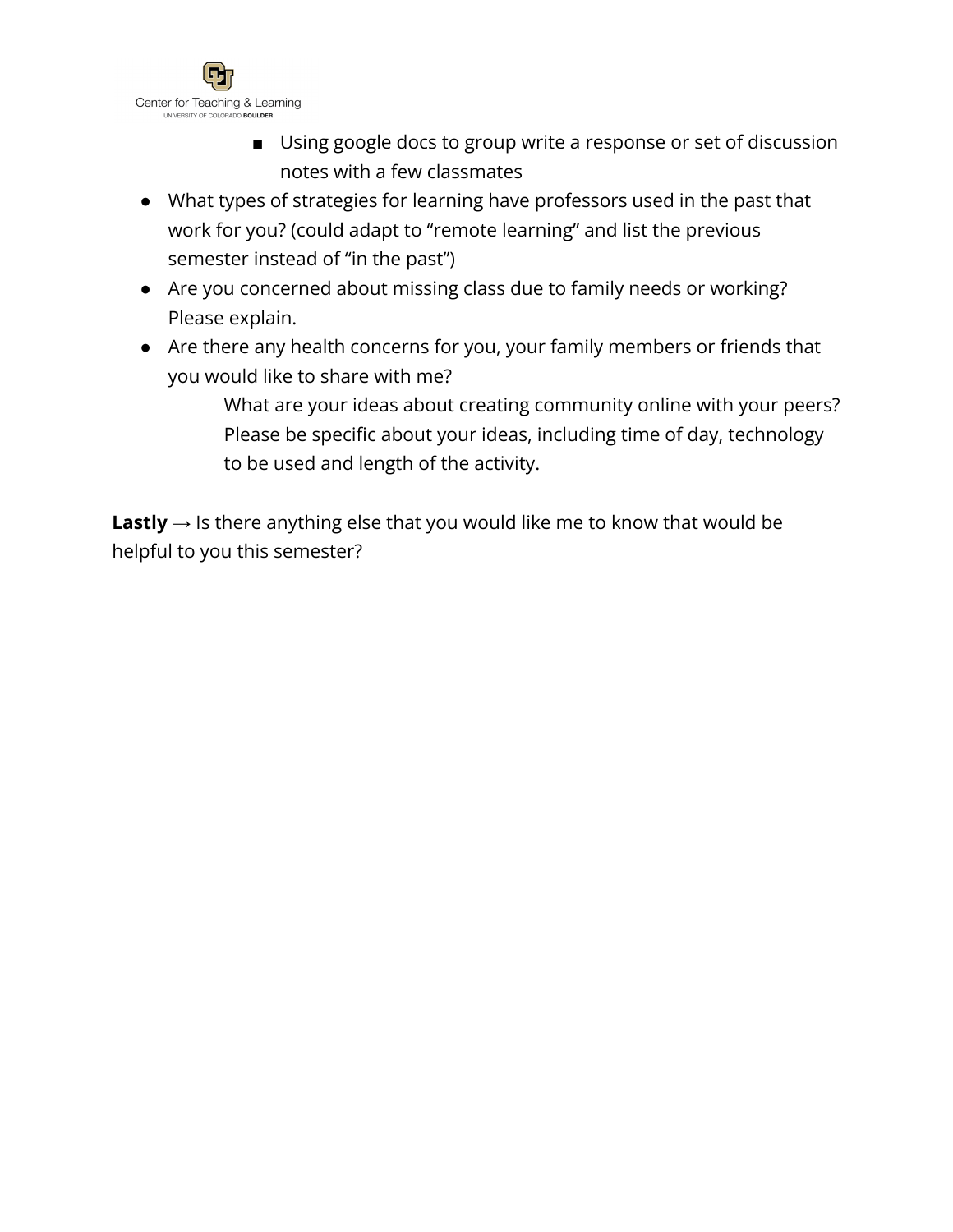- Using google docs to group write a response or set of discussion notes with a few classmates
- What types of strategies for learning have professors used in the past that work for you? (could adapt to "remote learning" and list the previous semester instead of "in the past")
- Are you concerned about missing class due to family needs or working? Please explain.
- Are there any health concerns for you, your family members or friends that you would like to share with me?

  What are your ideas about creating community online with your peers? Please be specific about your ideas, including time of day, technology to be used and length of the activity.

**Lastly** → Is there anything else that you would like me to know that would be helpful to you this semester?